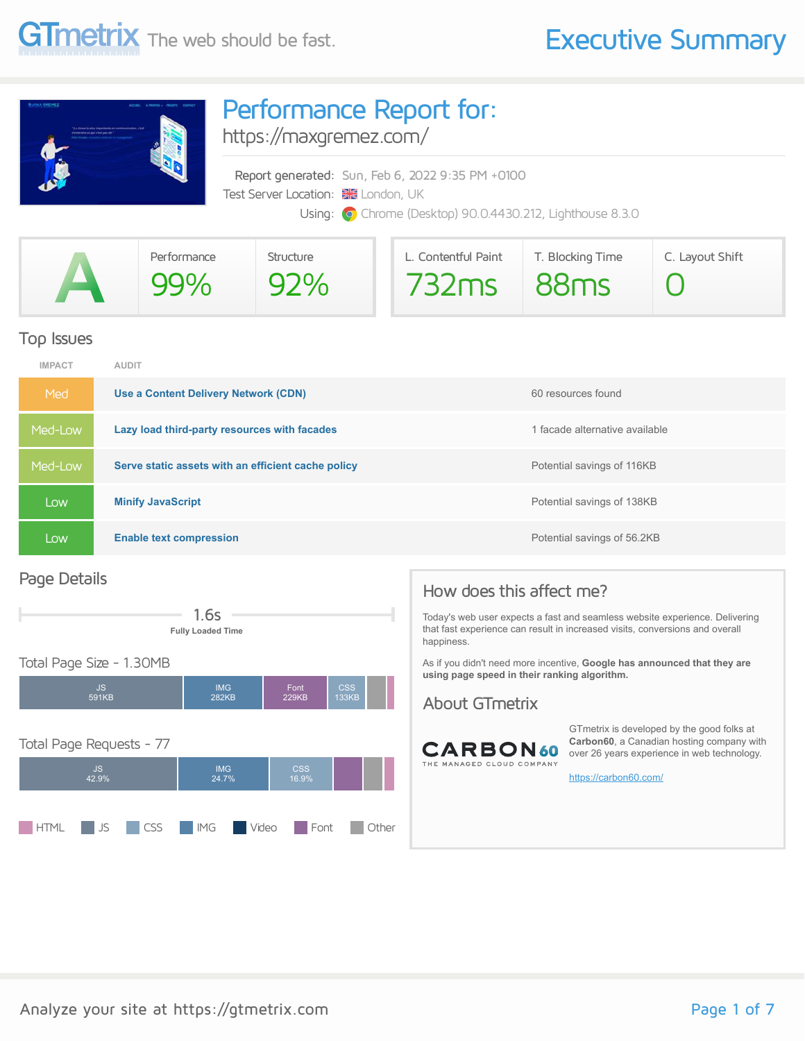# GTmetrix The web should be fast.

# Executive Summary

## Performance Report for:

https://maxgremez.com/

Report generated: Sun, Feb 6, 2022 9:35 PM +0100

Test Server Location: London, UK

Using: Chrome (Desktop) 90.0.4430.212, Lighthouse 8.3.0

| GTmetrix Grade | Performance | Structure |
|---|---|---|
| A | 99% | 92% |

| L. Contentful Paint | T. Blocking Time | C. Layout Shift |
|---|---|---|
| 732ms | 88ms | 0 |

## Top Issues

| IMPACT | AUDIT | |
|---|---|---|
| Med | Use a Content Delivery Network (CDN) | 60 resources found |
| Med-Low | Lazy load third-party resources with facades | 1 facade alternative available |
| Med-Low | Serve static assets with an efficient cache policy | Potential savings of 116KB |
| Low | Minify JavaScript | Potential savings of 138KB |
| Low | Enable text compression | Potential savings of 56.2KB |

## Page Details

1.6s

**Fully Loaded Time**

### Total Page Size - 1.30MB

| JS | IMG | Font | CSS |
|---|---|---|---|
| 591KB | 282KB | 229KB | 133KB |

### Total Page Requests - 77

| JS | IMG | CSS |
|---|---|---|
| 42.9% | 24.7% | 16.9% |

HTML, JS, CSS, IMG, Video, Font, Other

## How does this affect me?

Today's web user expects a fast and seamless website experience. Delivering that fast experience can result in increased visits, conversions and overall happiness.

As if you didn't need more incentive, **Google has announced that they are using page speed in their ranking algorithm.**

## About GTmetrix

CARBON60 THE MANAGED CLOUD COMPANY

GTmetrix is developed by the good folks at **Carbon60**, a Canadian hosting company with over 26 years experience in web technology.

https://carbon60.com/

Analyze your site at https://gtmetrix.com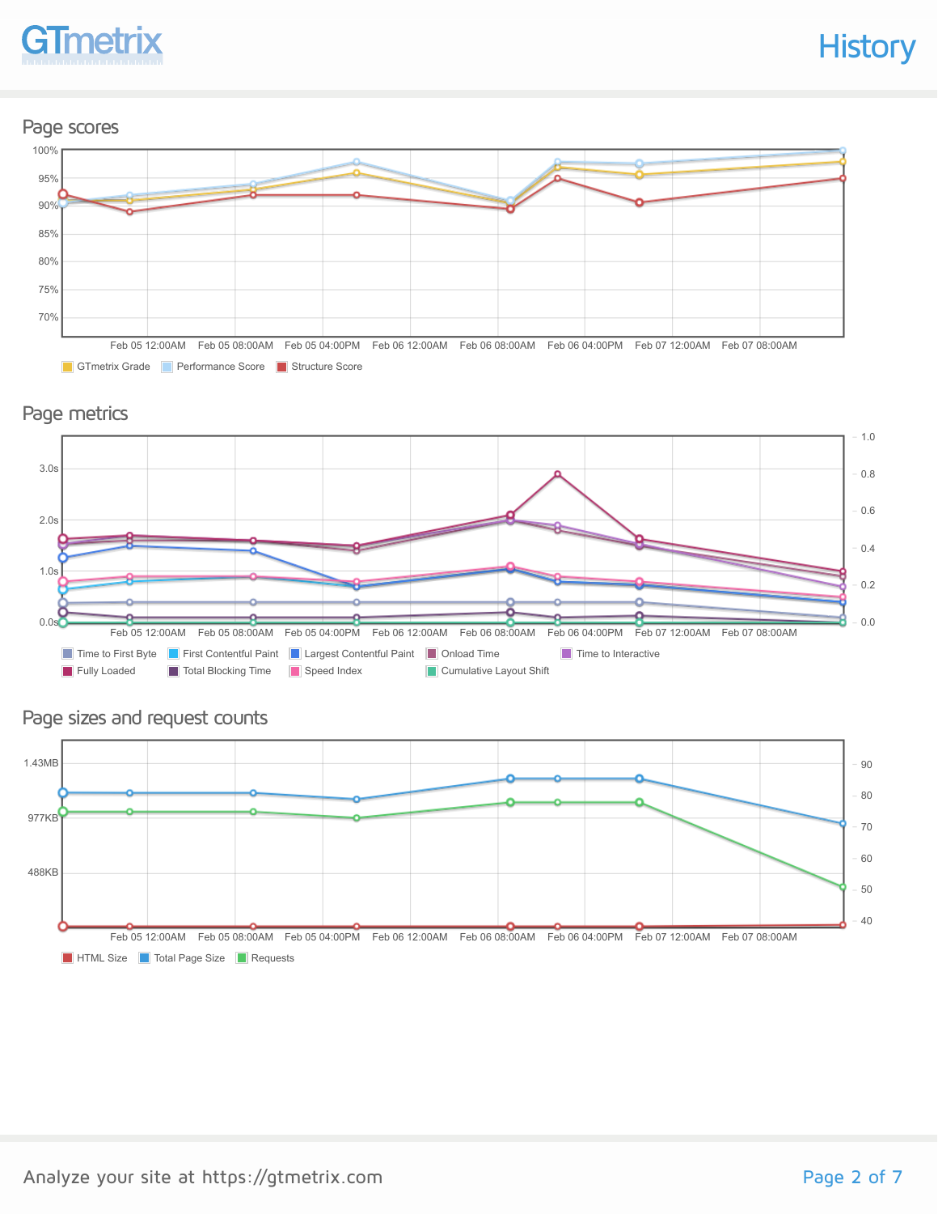# History

## Page scores

100%
95%
90%
85%
80%
75%
70%

Feb 05 12:00AM Feb 05 08:00AM Feb 05 04:00PM Feb 06 12:00AM Feb 06 08:00AM Feb 06 04:00PM Feb 07 12:00AM Feb 07 08:00AM

GTmetrix Grade　Performance Score　Structure Score

## Page metrics

3.0s
2.0s
1.0s
0.0s

1.0
0.8
0.6
0.4
0.2
0.0

Feb 05 12:00AM Feb 05 08:00AM Feb 05 04:00PM Feb 06 12:00AM Feb 06 08:00AM Feb 06 04:00PM Feb 07 12:00AM Feb 07 08:00AM

Time to First Byte　First Contentful Paint　Largest Contentful Paint　Onload Time　Time to Interactive
Fully Loaded　Total Blocking Time　Speed Index　Cumulative Layout Shift

## Page sizes and request counts

1.43MB
977KB
488KB

90
80
70
60
50
40

Feb 05 12:00AM Feb 05 08:00AM Feb 05 04:00PM Feb 06 12:00AM Feb 06 08:00AM Feb 06 04:00PM Feb 07 12:00AM Feb 07 08:00AM

HTML Size　Total Page Size　Requests

Analyze your site at https://gtmetrix.com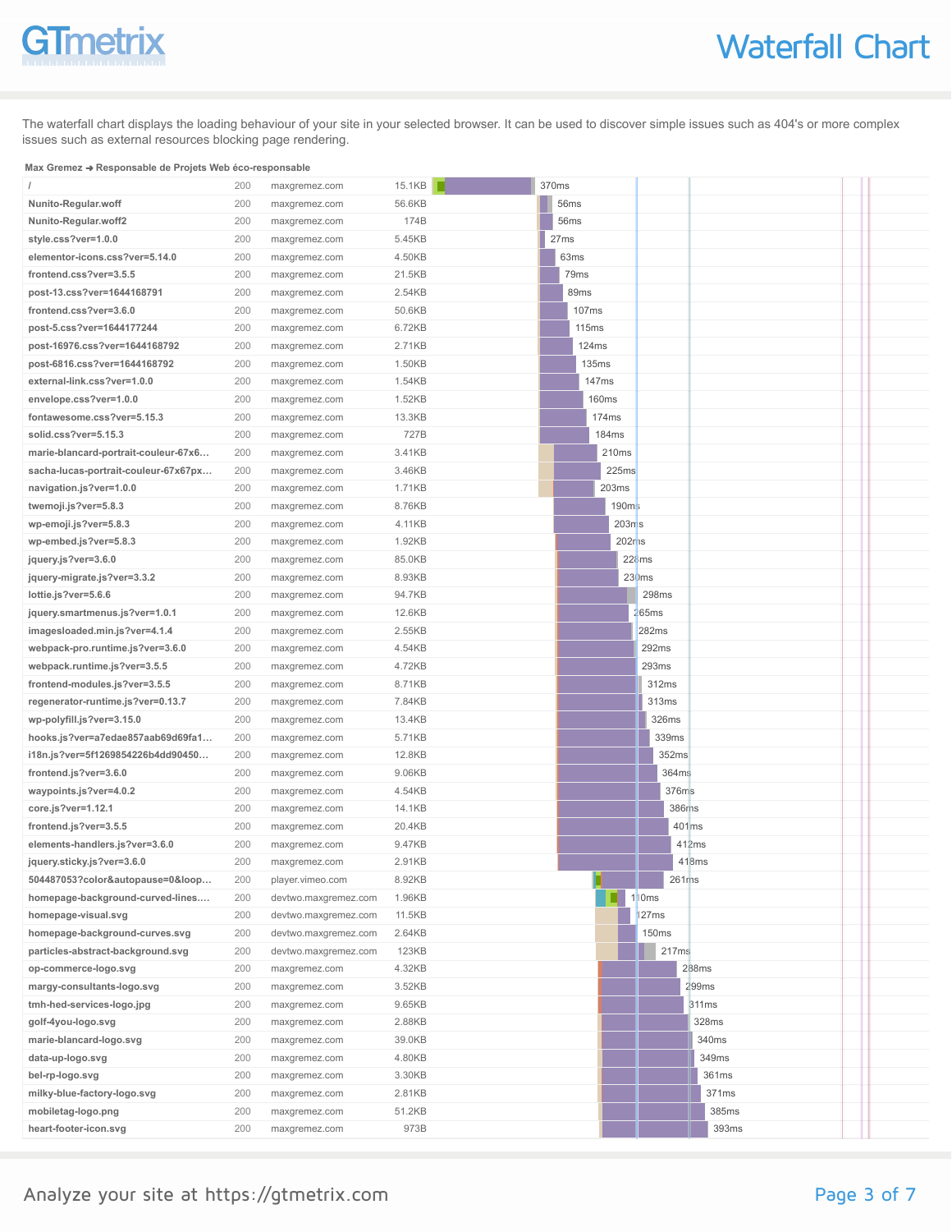# Waterfall Chart

The waterfall chart displays the loading behaviour of your site in your selected browser. It can be used to discover simple issues such as 404's or more complex issues such as external resources blocking page rendering.

**Max Gremez ➜ Responsable de Projets Web éco-responsable**

| Resource | Status | Domain | Size | Time |
|---|---|---|---|---|
| / | 200 | maxgremez.com | 15.1KB | 370ms |
| Nunito-Regular.woff | 200 | maxgremez.com | 56.6KB | 56ms |
| Nunito-Regular.woff2 | 200 | maxgremez.com | 174B | 56ms |
| style.css?ver=1.0.0 | 200 | maxgremez.com | 5.45KB | 27ms |
| elementor-icons.css?ver=5.14.0 | 200 | maxgremez.com | 4.50KB | 63ms |
| frontend.css?ver=3.5.5 | 200 | maxgremez.com | 21.5KB | 79ms |
| post-13.css?ver=1644168791 | 200 | maxgremez.com | 2.54KB | 89ms |
| frontend.css?ver=3.6.0 | 200 | maxgremez.com | 50.6KB | 107ms |
| post-5.css?ver=1644177244 | 200 | maxgremez.com | 6.72KB | 115ms |
| post-16976.css?ver=1644168792 | 200 | maxgremez.com | 2.71KB | 124ms |
| post-6816.css?ver=1644168792 | 200 | maxgremez.com | 1.50KB | 135ms |
| external-link.css?ver=1.0.0 | 200 | maxgremez.com | 1.54KB | 147ms |
| envelope.css?ver=1.0.0 | 200 | maxgremez.com | 1.52KB | 160ms |
| fontawesome.css?ver=5.15.3 | 200 | maxgremez.com | 13.3KB | 174ms |
| solid.css?ver=5.15.3 | 200 | maxgremez.com | 727B | 184ms |
| marie-blancard-portrait-couleur-67x6… | 200 | maxgremez.com | 3.41KB | 210ms |
| sacha-lucas-portrait-couleur-67x67px… | 200 | maxgremez.com | 3.46KB | 225ms |
| navigation.js?ver=1.0.0 | 200 | maxgremez.com | 1.71KB | 203ms |
| twemoji.js?ver=5.8.3 | 200 | maxgremez.com | 8.76KB | 190ms |
| wp-emoji.js?ver=5.8.3 | 200 | maxgremez.com | 4.11KB | 203ms |
| wp-embed.js?ver=5.8.3 | 200 | maxgremez.com | 1.92KB | 202ms |
| jquery.js?ver=3.6.0 | 200 | maxgremez.com | 85.0KB | 228ms |
| jquery-migrate.js?ver=3.3.2 | 200 | maxgremez.com | 8.93KB | 230ms |
| lottie.js?ver=5.6.6 | 200 | maxgremez.com | 94.7KB | 298ms |
| jquery.smartmenus.js?ver=1.0.1 | 200 | maxgremez.com | 12.6KB | 265ms |
| imagesloaded.min.js?ver=4.1.4 | 200 | maxgremez.com | 2.55KB | 282ms |
| webpack-pro.runtime.js?ver=3.6.0 | 200 | maxgremez.com | 4.54KB | 292ms |
| webpack.runtime.js?ver=3.5.5 | 200 | maxgremez.com | 4.72KB | 293ms |
| frontend-modules.js?ver=3.5.5 | 200 | maxgremez.com | 8.71KB | 312ms |
| regenerator-runtime.js?ver=0.13.7 | 200 | maxgremez.com | 7.84KB | 313ms |
| wp-polyfill.js?ver=3.15.0 | 200 | maxgremez.com | 13.4KB | 326ms |
| hooks.js?ver=a7edae857aab69d69fa1… | 200 | maxgremez.com | 5.71KB | 339ms |
| i18n.js?ver=5f1269854226b4dd90450… | 200 | maxgremez.com | 12.8KB | 352ms |
| frontend.js?ver=3.6.0 | 200 | maxgremez.com | 9.06KB | 364ms |
| waypoints.js?ver=4.0.2 | 200 | maxgremez.com | 4.54KB | 376ms |
| core.js?ver=1.12.1 | 200 | maxgremez.com | 14.1KB | 386ms |
| frontend.js?ver=3.5.5 | 200 | maxgremez.com | 20.4KB | 401ms |
| elements-handlers.js?ver=3.6.0 | 200 | maxgremez.com | 9.47KB | 412ms |
| jquery.sticky.js?ver=3.6.0 | 200 | maxgremez.com | 2.91KB | 418ms |
| 504487053?color&autopause=0&loop… | 200 | player.vimeo.com | 8.92KB | 261ms |
| homepage-background-curved-lines.… | 200 | devtwo.maxgremez.com | 1.96KB | 110ms |
| homepage-visual.svg | 200 | devtwo.maxgremez.com | 11.5KB | 127ms |
| homepage-background-curves.svg | 200 | devtwo.maxgremez.com | 2.64KB | 150ms |
| particles-abstract-background.svg | 200 | devtwo.maxgremez.com | 123KB | 217ms |
| op-commerce-logo.svg | 200 | maxgremez.com | 4.32KB | 288ms |
| margy-consultants-logo.svg | 200 | maxgremez.com | 3.52KB | 299ms |
| tmh-hed-services-logo.jpg | 200 | maxgremez.com | 9.65KB | 311ms |
| golf-4you-logo.svg | 200 | maxgremez.com | 2.88KB | 328ms |
| marie-blancard-logo.svg | 200 | maxgremez.com | 39.0KB | 340ms |
| data-up-logo.svg | 200 | maxgremez.com | 4.80KB | 349ms |
| bel-rp-logo.svg | 200 | maxgremez.com | 3.30KB | 361ms |
| milky-blue-factory-logo.svg | 200 | maxgremez.com | 2.81KB | 371ms |
| mobiletag-logo.png | 200 | maxgremez.com | 51.2KB | 385ms |
| heart-footer-icon.svg | 200 | maxgremez.com | 973B | 393ms |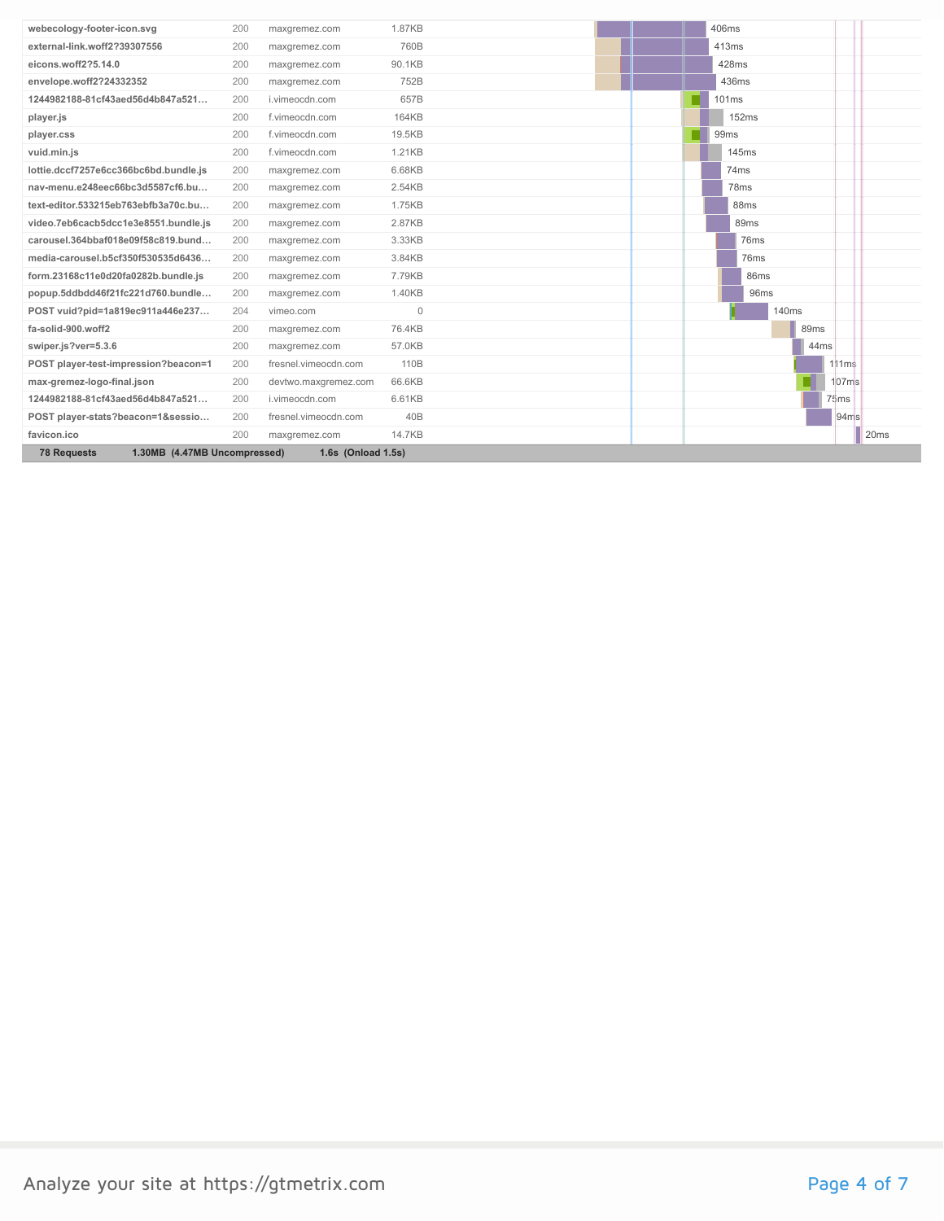| URL | Status | Domain | Size | Time |
|---|---|---|---|---|
| webecology-footer-icon.svg | 200 | maxgremez.com | 1.87KB | 406ms |
| external-link.woff2?39307556 | 200 | maxgremez.com | 760B | 413ms |
| eicons.woff2?5.14.0 | 200 | maxgremez.com | 90.1KB | 428ms |
| envelope.woff2?24332352 | 200 | maxgremez.com | 752B | 436ms |
| 1244982188-81cf43aed56d4b847a521… | 200 | i.vimeocdn.com | 657B | 101ms |
| player.js | 200 | f.vimeocdn.com | 164KB | 152ms |
| player.css | 200 | f.vimeocdn.com | 19.5KB | 99ms |
| vuid.min.js | 200 | f.vimeocdn.com | 1.21KB | 145ms |
| lottie.dccf7257e6cc366bc6bd.bundle.js | 200 | maxgremez.com | 6.68KB | 74ms |
| nav-menu.e248eec66bc3d5587cf6.bu… | 200 | maxgremez.com | 2.54KB | 78ms |
| text-editor.533215eb763ebfb3a70c.bu… | 200 | maxgremez.com | 1.75KB | 88ms |
| video.7eb6cacb5dcc1e3e8551.bundle.js | 200 | maxgremez.com | 2.87KB | 89ms |
| carousel.364bbaf018e09f58c819.bund… | 200 | maxgremez.com | 3.33KB | 76ms |
| media-carousel.b5cf350f530535d6436… | 200 | maxgremez.com | 3.84KB | 76ms |
| form.23168c11e0d20fa0282b.bundle.js | 200 | maxgremez.com | 7.79KB | 86ms |
| popup.5ddbdd46f21fc221d760.bundle… | 200 | maxgremez.com | 1.40KB | 96ms |
| POST vuid?pid=1a819ec911a446e237… | 204 | vimeo.com | 0 | 140ms |
| fa-solid-900.woff2 | 200 | maxgremez.com | 76.4KB | 89ms |
| swiper.js?ver=5.3.6 | 200 | maxgremez.com | 57.0KB | 44ms |
| POST player-test-impression?beacon=1 | 200 | fresnel.vimeocdn.com | 110B | 111ms |
| max-gremez-logo-final.json | 200 | devtwo.maxgremez.com | 66.6KB | 107ms |
| 1244982188-81cf43aed56d4b847a521… | 200 | i.vimeocdn.com | 6.61KB | 75ms |
| POST player-stats?beacon=1&sessio… | 200 | fresnel.vimeocdn.com | 40B | 94ms |
| favicon.ico | 200 | maxgremez.com | 14.7KB | 20ms |
| **78 Requests** | | **1.30MB (4.47MB Uncompressed)** | | **1.6s (Onload 1.5s)** |

Analyze your site at https://gtmetrix.com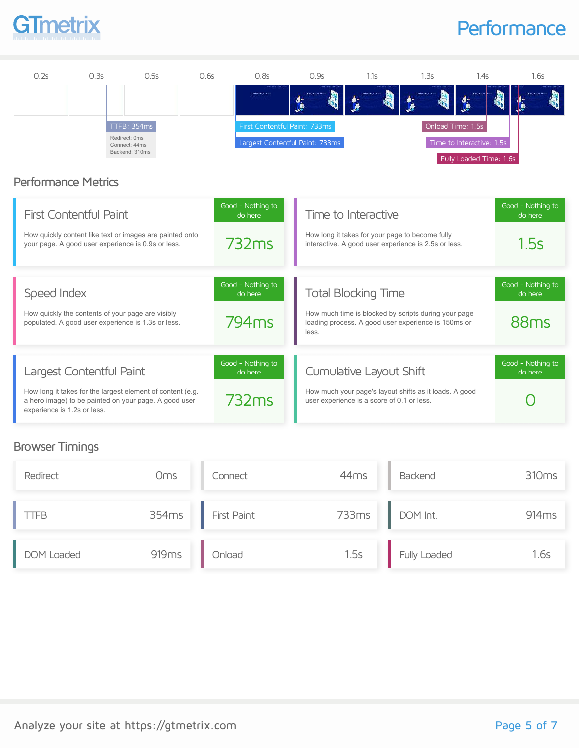# Performance

0.2s | 0.3s | 0.5s | 0.6s | 0.8s | 0.9s | 1.1s | 1.3s | 1.4s | 1.6s

TTFB: 354ms
Redirect: 0ms
Connect: 44ms
Backend: 310ms

First Contentful Paint: 733ms

Largest Contentful Paint: 733ms

Onload Time: 1.5s

Time to Interactive: 1.5s

Fully Loaded Time: 1.6s

## Performance Metrics

### First Contentful Paint

Good - Nothing to do here

How quickly content like text or images are painted onto your page. A good user experience is 0.9s or less.

**732ms**

### Time to Interactive

Good - Nothing to do here

How long it takes for your page to become fully interactive. A good user experience is 2.5s or less.

**1.5s**

### Speed Index

Good - Nothing to do here

How quickly the contents of your page are visibly populated. A good user experience is 1.3s or less.

**794ms**

### Total Blocking Time

Good - Nothing to do here

How much time is blocked by scripts during your page loading process. A good user experience is 150ms or less.

**88ms**

### Largest Contentful Paint

Good - Nothing to do here

How long it takes for the largest element of content (e.g. a hero image) to be painted on your page. A good user experience is 1.2s or less.

**732ms**

### Cumulative Layout Shift

Good - Nothing to do here

How much your page's layout shifts as it loads. A good user experience is a score of 0.1 or less.

**0**

## Browser Timings

| Metric | Value | Metric | Value | Metric | Value |
| --- | --- | --- | --- | --- | --- |
| Redirect | 0ms | Connect | 44ms | Backend | 310ms |
| TTFB | 354ms | First Paint | 733ms | DOM Int. | 914ms |
| DOM Loaded | 919ms | Onload | 1.5s | Fully Loaded | 1.6s |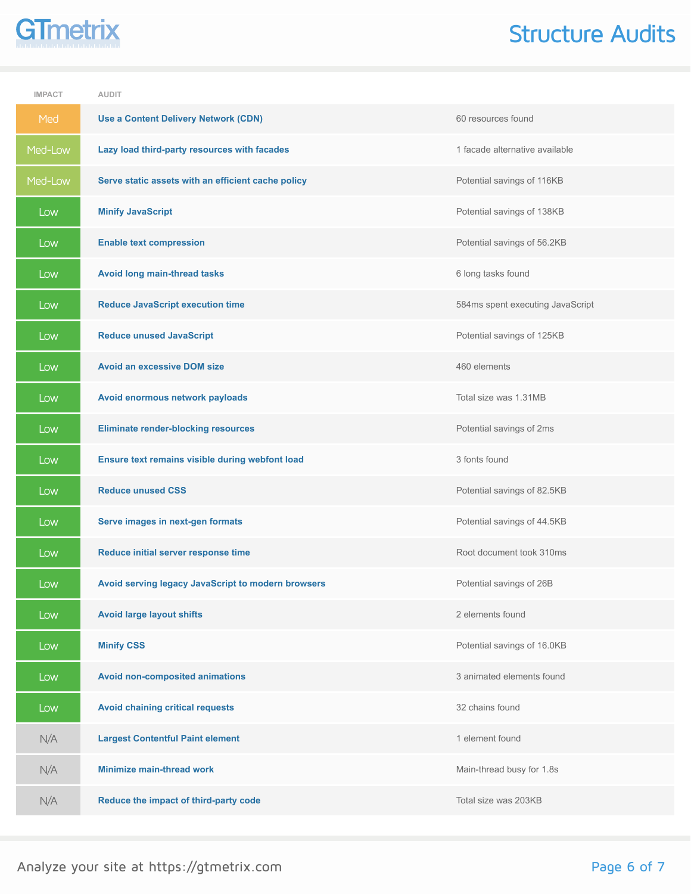# Structure Audits

| IMPACT | AUDIT | |
|---|---|---|
| Med | Use a Content Delivery Network (CDN) | 60 resources found |
| Med-Low | Lazy load third-party resources with facades | 1 facade alternative available |
| Med-Low | Serve static assets with an efficient cache policy | Potential savings of 116KB |
| Low | Minify JavaScript | Potential savings of 138KB |
| Low | Enable text compression | Potential savings of 56.2KB |
| Low | Avoid long main-thread tasks | 6 long tasks found |
| Low | Reduce JavaScript execution time | 584ms spent executing JavaScript |
| Low | Reduce unused JavaScript | Potential savings of 125KB |
| Low | Avoid an excessive DOM size | 460 elements |
| Low | Avoid enormous network payloads | Total size was 1.31MB |
| Low | Eliminate render-blocking resources | Potential savings of 2ms |
| Low | Ensure text remains visible during webfont load | 3 fonts found |
| Low | Reduce unused CSS | Potential savings of 82.5KB |
| Low | Serve images in next-gen formats | Potential savings of 44.5KB |
| Low | Reduce initial server response time | Root document took 310ms |
| Low | Avoid serving legacy JavaScript to modern browsers | Potential savings of 26B |
| Low | Avoid large layout shifts | 2 elements found |
| Low | Minify CSS | Potential savings of 16.0KB |
| Low | Avoid non-composited animations | 3 animated elements found |
| Low | Avoid chaining critical requests | 32 chains found |
| N/A | Largest Contentful Paint element | 1 element found |
| N/A | Minimize main-thread work | Main-thread busy for 1.8s |
| N/A | Reduce the impact of third-party code | Total size was 203KB |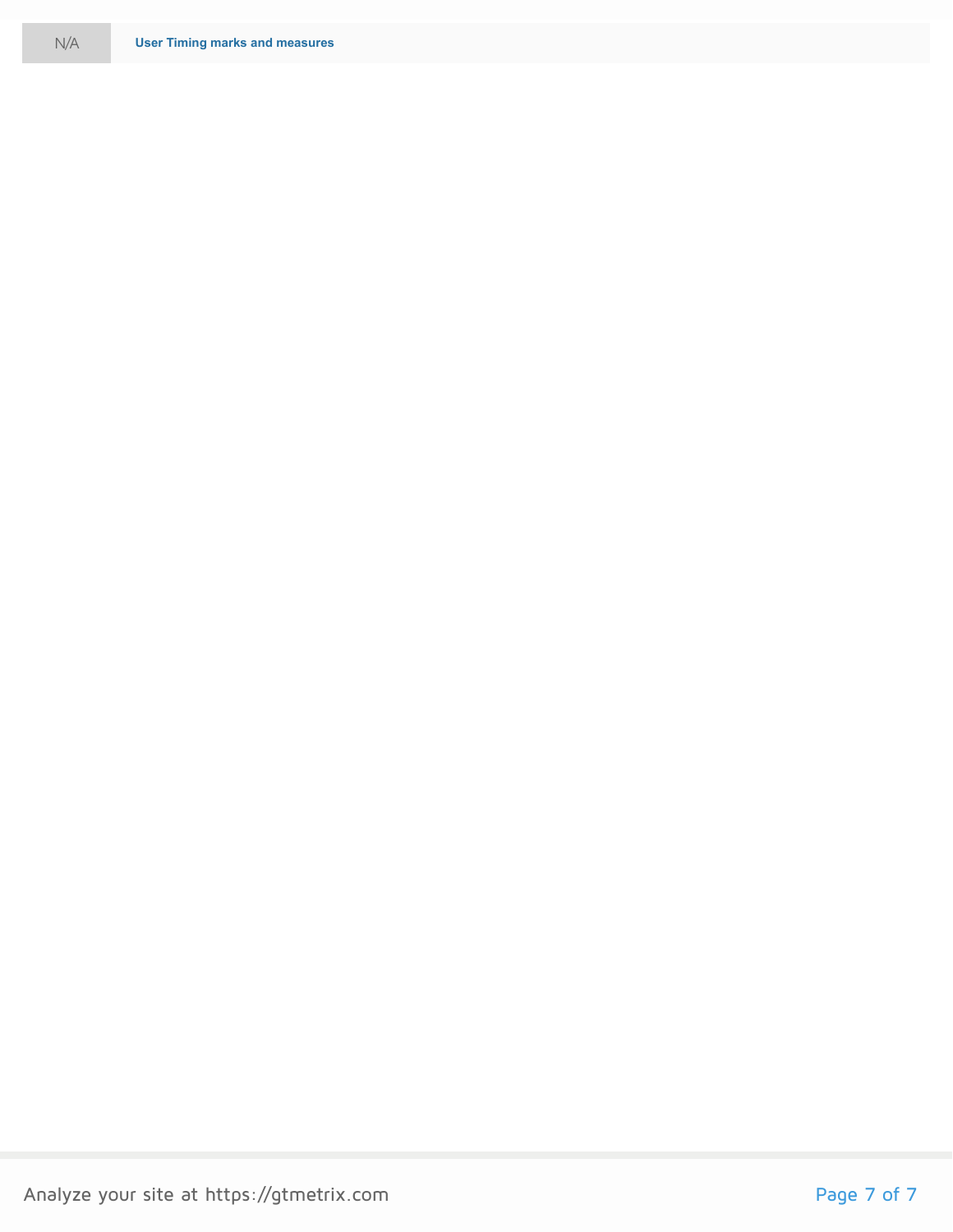| | |
| --- | --- |
| N/A | **User Timing marks and measures** |